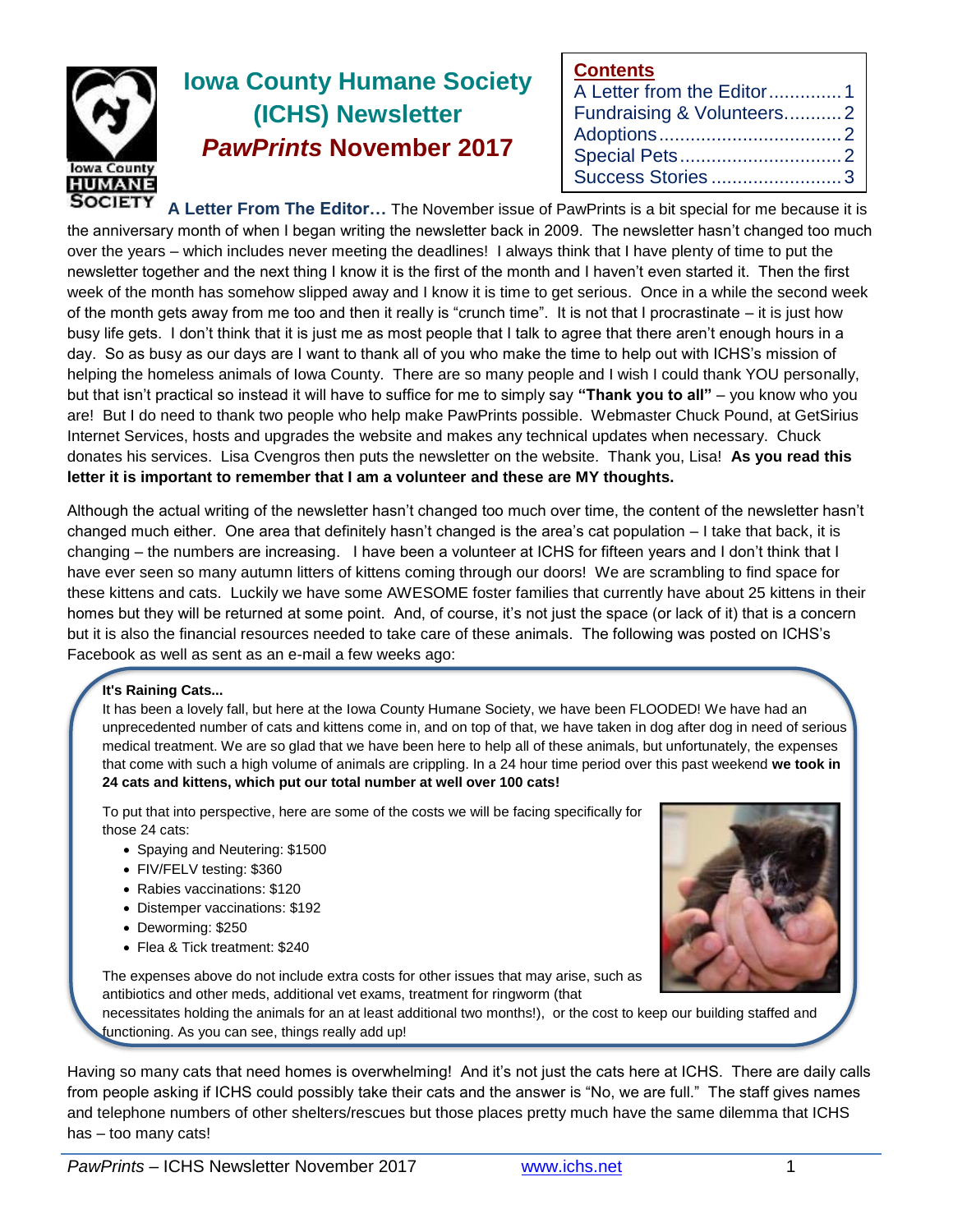# Iowa County Humane Society (ICHS) Newsletter

## *PawPrints* November 2017

**Contents**

- A Letter from the Editor .............. 1
- Fundraising & Volunteers ........... 2
- Adoptions .................................. 2
- Special Pets ............................... 2
- Success Stories .......................... 3

**A Letter From The Editor…** The November issue of PawPrints is a bit special for me because it is the anniversary month of when I began writing the newsletter back in 2009. The newsletter hasn't changed too much over the years – which includes never meeting the deadlines! I always think that I have plenty of time to put the newsletter together and the next thing I know it is the first of the month and I haven't even started it. Then the first week of the month has somehow slipped away and I know it is time to get serious. Once in a while the second week of the month gets away from me too and then it really is "crunch time". It is not that I procrastinate – it is just how busy life gets. I don't think that it is just me as most people that I talk to agree that there aren't enough hours in a day. So as busy as our days are I want to thank all of you who make the time to help out with ICHS's mission of helping the homeless animals of Iowa County. There are so many people and I wish I could thank YOU personally, but that isn't practical so instead it will have to suffice for me to simply say **"Thank you to all"** – you know who you are! But I do need to thank two people who help make PawPrints possible. Webmaster Chuck Pound, at GetSirius Internet Services, hosts and upgrades the website and makes any technical updates when necessary. Chuck donates his services. Lisa Cvengros then puts the newsletter on the website. Thank you, Lisa! **As you read this letter it is important to remember that I am a volunteer and these are MY thoughts.**

Although the actual writing of the newsletter hasn't changed too much over time, the content of the newsletter hasn't changed much either. One area that definitely hasn't changed is the area's cat population – I take that back, it is changing – the numbers are increasing. I have been a volunteer at ICHS for fifteen years and I don't think that I have ever seen so many autumn litters of kittens coming through our doors! We are scrambling to find space for these kittens and cats. Luckily we have some AWESOME foster families that currently have about 25 kittens in their homes but they will be returned at some point. And, of course, it's not just the space (or lack of it) that is a concern but it is also the financial resources needed to take care of these animals. The following was posted on ICHS's Facebook as well as sent as an e-mail a few weeks ago:

**It's Raining Cats...**

It has been a lovely fall, but here at the Iowa County Humane Society, we have been FLOODED! We have had an unprecedented number of cats and kittens come in, and on top of that, we have taken in dog after dog in need of serious medical treatment. We are so glad that we have been here to help all of these animals, but unfortunately, the expenses that come with such a high volume of animals are crippling. In a 24 hour time period over this past weekend **we took in 24 cats and kittens, which put our total number at well over 100 cats!**

To put that into perspective, here are some of the costs we will be facing specifically for those 24 cats:

- Spaying and Neutering: $1500
- FIV/FELV testing: $360
- Rabies vaccinations: $120
- Distemper vaccinations: $192
- Deworming: $250
- Flea & Tick treatment: $240

The expenses above do not include extra costs for other issues that may arise, such as antibiotics and other meds, additional vet exams, treatment for ringworm (that necessitates holding the animals for an at least additional two months!), or the cost to keep our building staffed and functioning. As you can see, things really add up!

Having so many cats that need homes is overwhelming! And it's not just the cats here at ICHS. There are daily calls from people asking if ICHS could possibly take their cats and the answer is "No, we are full." The staff gives names and telephone numbers of other shelters/rescues but those places pretty much have the same dilemma that ICHS has – too many cats!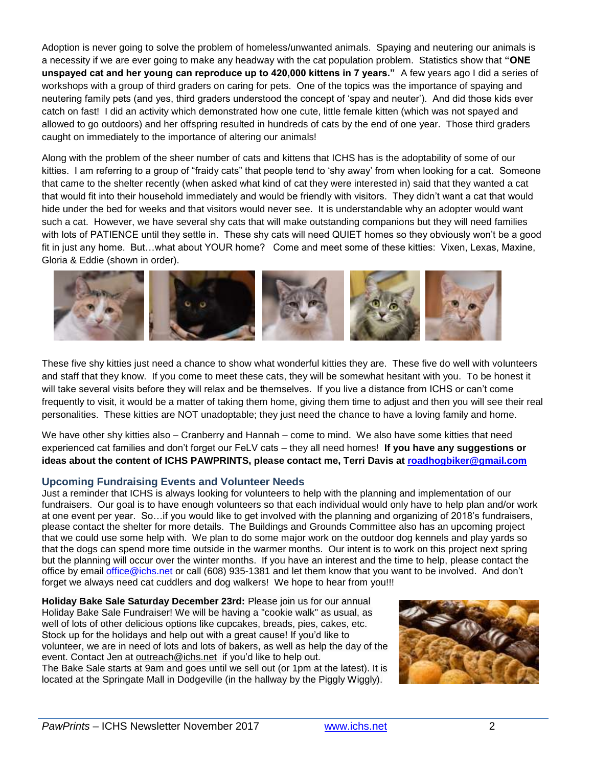Adoption is never going to solve the problem of homeless/unwanted animals. Spaying and neutering our animals is a necessity if we are ever going to make any headway with the cat population problem. Statistics show that **"ONE unspayed cat and her young can reproduce up to 420,000 kittens in 7 years."** A few years ago I did a series of workshops with a group of third graders on caring for pets. One of the topics was the importance of spaying and neutering family pets (and yes, third graders understood the concept of 'spay and neuter'). And did those kids ever catch on fast! I did an activity which demonstrated how one cute, little female kitten (which was not spayed and allowed to go outdoors) and her offspring resulted in hundreds of cats by the end of one year. Those third graders caught on immediately to the importance of altering our animals!

Along with the problem of the sheer number of cats and kittens that ICHS has is the adoptability of some of our kitties. I am referring to a group of "fraidy cats" that people tend to 'shy away' from when looking for a cat. Someone that came to the shelter recently (when asked what kind of cat they were interested in) said that they wanted a cat that would fit into their household immediately and would be friendly with visitors. They didn't want a cat that would hide under the bed for weeks and that visitors would never see. It is understandable why an adopter would want such a cat. However, we have several shy cats that will make outstanding companions but they will need families with lots of PATIENCE until they settle in. These shy cats will need QUIET homes so they obviously won't be a good fit in just any home. But…what about YOUR home? Come and meet some of these kitties: Vixen, Lexas, Maxine, Gloria & Eddie (shown in order).

These five shy kitties just need a chance to show what wonderful kitties they are. These five do well with volunteers and staff that they know. If you come to meet these cats, they will be somewhat hesitant with you. To be honest it will take several visits before they will relax and be themselves. If you live a distance from ICHS or can't come frequently to visit, it would be a matter of taking them home, giving them time to adjust and then you will see their real personalities. These kitties are NOT unadoptable; they just need the chance to have a loving family and home.

We have other shy kitties also – Cranberry and Hannah – come to mind. We also have some kitties that need experienced cat families and don't forget our FeLV cats – they all need homes! **If you have any suggestions or ideas about the content of ICHS PAWPRINTS, please contact me, Terri Davis at roadhogbiker@gmail.com**

## Upcoming Fundraising Events and Volunteer Needs

Just a reminder that ICHS is always looking for volunteers to help with the planning and implementation of our fundraisers. Our goal is to have enough volunteers so that each individual would only have to help plan and/or work at one event per year. So…if you would like to get involved with the planning and organizing of 2018's fundraisers, please contact the shelter for more details. The Buildings and Grounds Committee also has an upcoming project that we could use some help with. We plan to do some major work on the outdoor dog kennels and play yards so that the dogs can spend more time outside in the warmer months. Our intent is to work on this project next spring but the planning will occur over the winter months. If you have an interest and the time to help, please contact the office by email office@ichs.net or call (608) 935-1381 and let them know that you want to be involved. And don't forget we always need cat cuddlers and dog walkers! We hope to hear from you!!!

**Holiday Bake Sale Saturday December 23rd:** Please join us for our annual Holiday Bake Sale Fundraiser! We will be having a "cookie walk" as usual, as well of lots of other delicious options like cupcakes, breads, pies, cakes, etc. Stock up for the holidays and help out with a great cause! If you'd like to volunteer, we are in need of lots and lots of bakers, as well as help the day of the event. Contact Jen at outreach@ichs.net if you'd like to help out.
The Bake Sale starts at 9am and goes until we sell out (or 1pm at the latest). It is located at the Springate Mall in Dodgeville (in the hallway by the Piggly Wiggly).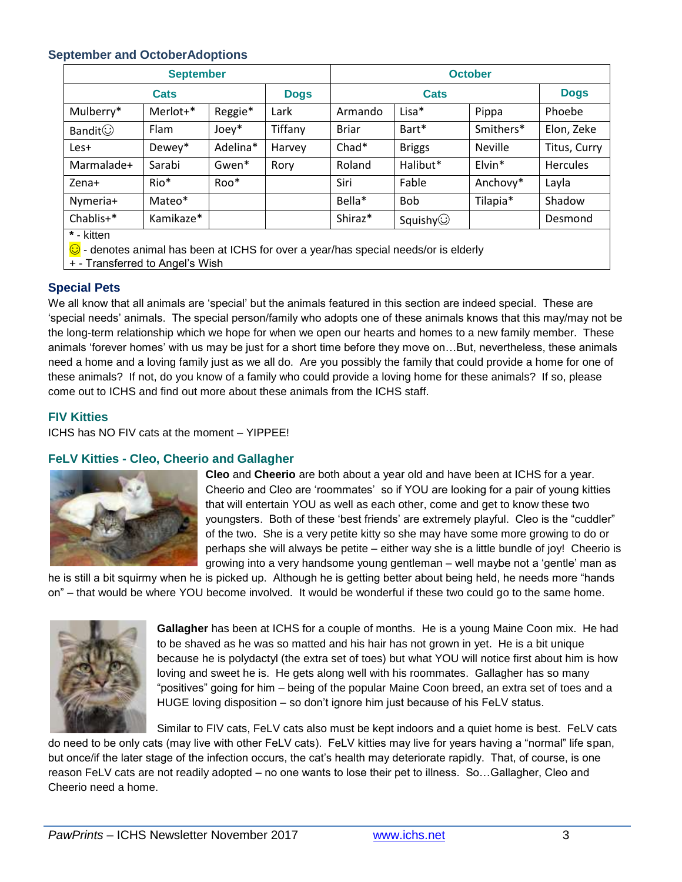### September and OctoberAdoptions

| September | | | | October | | | |
|---|---|---|---|---|---|---|---|
| Cats | | | Dogs | Cats | | | Dogs |
| Mulberry* | Merlot+* | Reggie* | Lark | Armando | Lisa* | Pippa | Phoebe |
| Bandit☺ | Flam | Joey* | Tiffany | Briar | Bart* | Smithers* | Elon, Zeke |
| Les+ | Dewey* | Adelina* | Harvey | Chad* | Briggs | Neville | Titus, Curry |
| Marmalade+ | Sarabi | Gwen* | Rory | Roland | Halibut* | Elvin* | Hercules |
| Zena+ | Rio* | Roo* | | Siri | Fable | Anchovy* | Layla |
| Nymeria+ | Mateo* | | | Bella* | Bob | Tilapia* | Shadow |
| Chablis+* | Kamikaze* | | | Shiraz* | Squishy☺ | | Desmond |

**\*** - kitten
☺ - denotes animal has been at ICHS for over a year/has special needs/or is elderly
\+ - Transferred to Angel's Wish

### Special Pets

We all know that all animals are 'special' but the animals featured in this section are indeed special. These are 'special needs' animals. The special person/family who adopts one of these animals knows that this may/may not be the long-term relationship which we hope for when we open our hearts and homes to a new family member. These animals 'forever homes' with us may be just for a short time before they move on…But, nevertheless, these animals need a home and a loving family just as we all do. Are you possibly the family that could provide a home for one of these animals? If not, do you know of a family who could provide a loving home for these animals? If so, please come out to ICHS and find out more about these animals from the ICHS staff.

### FIV Kitties

ICHS has NO FIV cats at the moment – YIPPEE!

### FeLV Kitties - Cleo, Cheerio and Gallagher

**Cleo** and **Cheerio** are both about a year old and have been at ICHS for a year. Cheerio and Cleo are 'roommates' so if YOU are looking for a pair of young kitties that will entertain YOU as well as each other, come and get to know these two youngsters. Both of these 'best friends' are extremely playful. Cleo is the "cuddler" of the two. She is a very petite kitty so she may have some more growing to do or perhaps she will always be petite – either way she is a little bundle of joy! Cheerio is growing into a very handsome young gentleman – well maybe not a 'gentle' man as he is still a bit squirmy when he is picked up. Although he is getting better about being held, he needs more "hands on" – that would be where YOU become involved. It would be wonderful if these two could go to the same home.

**Gallagher** has been at ICHS for a couple of months. He is a young Maine Coon mix. He had to be shaved as he was so matted and his hair has not grown in yet. He is a bit unique because he is polydactyl (the extra set of toes) but what YOU will notice first about him is how loving and sweet he is. He gets along well with his roommates. Gallagher has so many "positives" going for him – being of the popular Maine Coon breed, an extra set of toes and a HUGE loving disposition – so don't ignore him just because of his FeLV status.

Similar to FIV cats, FeLV cats also must be kept indoors and a quiet home is best. FeLV cats do need to be only cats (may live with other FeLV cats). FeLV kitties may live for years having a "normal" life span, but once/if the later stage of the infection occurs, the cat's health may deteriorate rapidly. That, of course, is one reason FeLV cats are not readily adopted – no one wants to lose their pet to illness. So…Gallagher, Cleo and Cheerio need a home.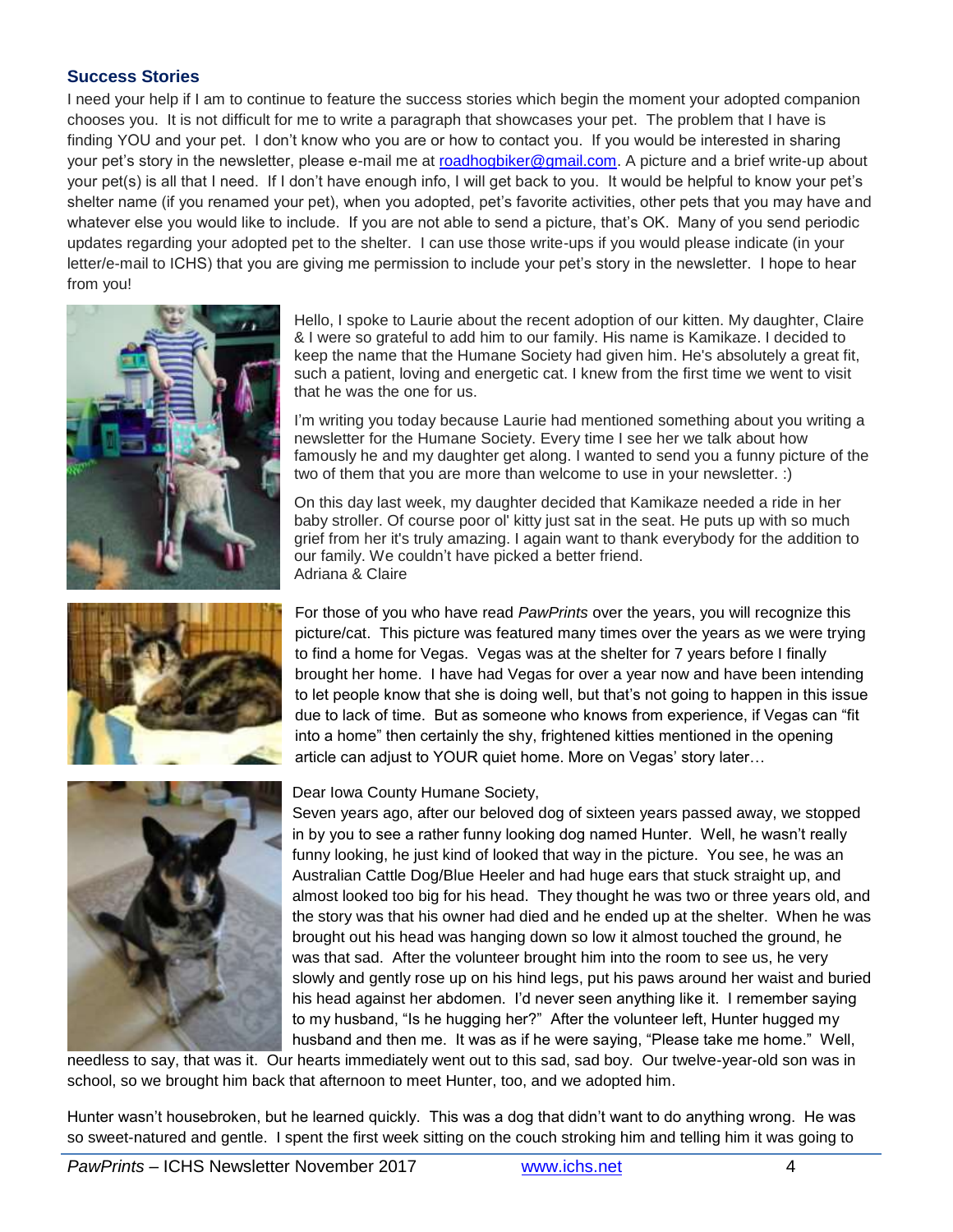### Success Stories

I need your help if I am to continue to feature the success stories which begin the moment your adopted companion chooses you. It is not difficult for me to write a paragraph that showcases your pet. The problem that I have is finding YOU and your pet. I don't know who you are or how to contact you. If you would be interested in sharing your pet's story in the newsletter, please e-mail me at roadhogbiker@gmail.com. A picture and a brief write-up about your pet(s) is all that I need. If I don't have enough info, I will get back to you. It would be helpful to know your pet's shelter name (if you renamed your pet), when you adopted, pet's favorite activities, other pets that you may have and whatever else you would like to include. If you are not able to send a picture, that's OK. Many of you send periodic updates regarding your adopted pet to the shelter. I can use those write-ups if you would please indicate (in your letter/e-mail to ICHS) that you are giving me permission to include your pet's story in the newsletter. I hope to hear from you!

Hello, I spoke to Laurie about the recent adoption of our kitten. My daughter, Claire & I were so grateful to add him to our family. His name is Kamikaze. I decided to keep the name that the Humane Society had given him. He's absolutely a great fit, such a patient, loving and energetic cat. I knew from the first time we went to visit that he was the one for us.

I'm writing you today because Laurie had mentioned something about you writing a newsletter for the Humane Society. Every time I see her we talk about how famously he and my daughter get along. I wanted to send you a funny picture of the two of them that you are more than welcome to use in your newsletter. :)

On this day last week, my daughter decided that Kamikaze needed a ride in her baby stroller. Of course poor ol' kitty just sat in the seat. He puts up with so much grief from her it's truly amazing. I again want to thank everybody for the addition to our family. We couldn't have picked a better friend.
Adriana & Claire

For those of you who have read *PawPrints* over the years, you will recognize this picture/cat. This picture was featured many times over the years as we were trying to find a home for Vegas. Vegas was at the shelter for 7 years before I finally brought her home. I have had Vegas for over a year now and have been intending to let people know that she is doing well, but that's not going to happen in this issue due to lack of time. But as someone who knows from experience, if Vegas can "fit into a home" then certainly the shy, frightened kitties mentioned in the opening article can adjust to YOUR quiet home. More on Vegas' story later…

Dear Iowa County Humane Society,
Seven years ago, after our beloved dog of sixteen years passed away, we stopped in by you to see a rather funny looking dog named Hunter. Well, he wasn't really funny looking, he just kind of looked that way in the picture. You see, he was an Australian Cattle Dog/Blue Heeler and had huge ears that stuck straight up, and almost looked too big for his head. They thought he was two or three years old, and the story was that his owner had died and he ended up at the shelter. When he was brought out his head was hanging down so low it almost touched the ground, he was that sad. After the volunteer brought him into the room to see us, he very slowly and gently rose up on his hind legs, put his paws around her waist and buried his head against her abdomen. I'd never seen anything like it. I remember saying to my husband, "Is he hugging her?" After the volunteer left, Hunter hugged my husband and then me. It was as if he were saying, "Please take me home." Well, needless to say, that was it. Our hearts immediately went out to this sad, sad boy. Our twelve-year-old son was in school, so we brought him back that afternoon to meet Hunter, too, and we adopted him.

Hunter wasn't housebroken, but he learned quickly. This was a dog that didn't want to do anything wrong. He was so sweet-natured and gentle. I spent the first week sitting on the couch stroking him and telling him it was going to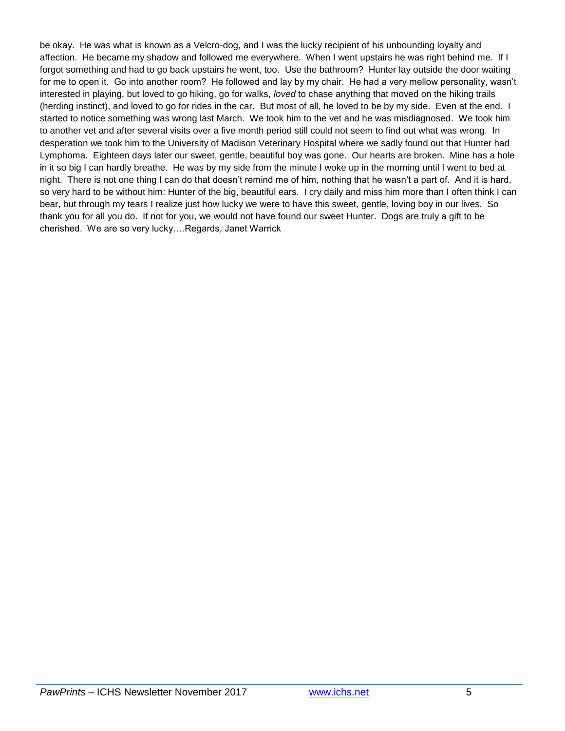be okay. He was what is known as a Velcro-dog, and I was the lucky recipient of his unbounding loyalty and affection. He became my shadow and followed me everywhere. When I went upstairs he was right behind me. If I forgot something and had to go back upstairs he went, too. Use the bathroom? Hunter lay outside the door waiting for me to open it. Go into another room? He followed and lay by my chair. He had a very mellow personality, wasn't interested in playing, but loved to go hiking, go for walks, *loved* to chase anything that moved on the hiking trails (herding instinct), and loved to go for rides in the car. But most of all, he loved to be by my side. Even at the end. I started to notice something was wrong last March. We took him to the vet and he was misdiagnosed. We took him to another vet and after several visits over a five month period still could not seem to find out what was wrong. In desperation we took him to the University of Madison Veterinary Hospital where we sadly found out that Hunter had Lymphoma. Eighteen days later our sweet, gentle, beautiful boy was gone. Our hearts are broken. Mine has a hole in it so big I can hardly breathe. He was by my side from the minute I woke up in the morning until I went to bed at night. There is not one thing I can do that doesn't remind me of him, nothing that he wasn't a part of. And it is hard, so very hard to be without him: Hunter of the big, beautiful ears. I cry daily and miss him more than I often think I can bear, but through my tears I realize just how lucky we were to have this sweet, gentle, loving boy in our lives. So thank you for all you do. If not for you, we would not have found our sweet Hunter. Dogs are truly a gift to be cherished. We are so very lucky….Regards, Janet Warrick